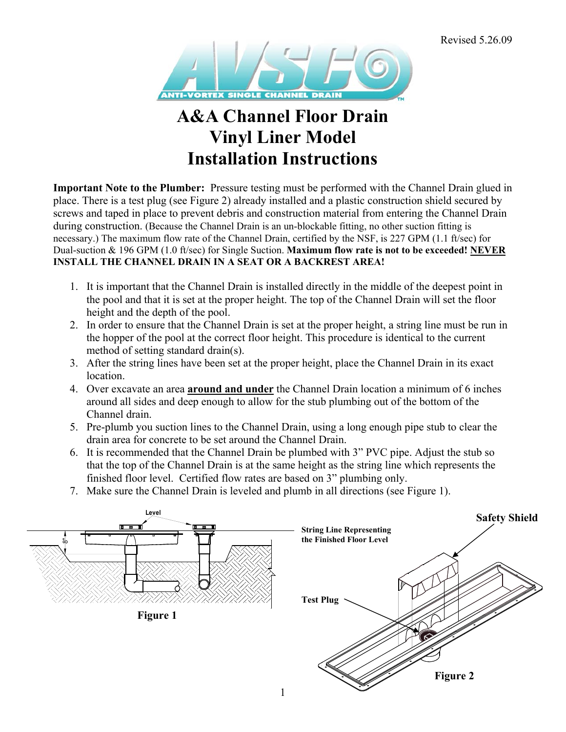Revised 5.26.09

AVSCO
ANTI-VORTEX SINGLE CHANNEL DRAIN™

# A&A Channel Floor Drain
# Vinyl Liner Model
# Installation Instructions

**Important Note to the Plumber:** Pressure testing must be performed with the Channel Drain glued in place. There is a test plug (see Figure 2) already installed and a plastic construction shield secured by screws and taped in place to prevent debris and construction material from entering the Channel Drain during construction. (Because the Channel Drain is an un-blockable fitting, no other suction fitting is necessary.) The maximum flow rate of the Channel Drain, certified by the NSF, is 227 GPM (1.1 ft/sec) for Dual-suction & 196 GPM (1.0 ft/sec) for Single Suction. **Maximum flow rate is not to be exceeded! <u>NEVER</u> INSTALL THE CHANNEL DRAIN IN A SEAT OR A BACKREST AREA!**

1. It is important that the Channel Drain is installed directly in the middle of the deepest point in the pool and that it is set at the proper height. The top of the Channel Drain will set the floor height and the depth of the pool.
2. In order to ensure that the Channel Drain is set at the proper height, a string line must be run in the hopper of the pool at the correct floor height. This procedure is identical to the current method of setting standard drain(s).
3. After the string lines have been set at the proper height, place the Channel Drain in its exact location.
4. Over excavate an area **<u>around and under</u>** the Channel Drain location a minimum of 6 inches around all sides and deep enough to allow for the stub plumbing out of the bottom of the Channel drain.
5. Pre-plumb you suction lines to the Channel Drain, using a long enough pipe stub to clear the drain area for concrete to be set around the Channel Drain.
6. It is recommended that the Channel Drain be plumbed with 3" PVC pipe. Adjust the stub so that the top of the Channel Drain is at the same height as the string line which represents the finished floor level. Certified flow rates are based on 3" plumbing only.
7. Make sure the Channel Drain is leveled and plumb in all directions (see Figure 1).

Level

8"

**Figure 1**

**String Line Representing the Finished Floor Level**

**Safety Shield**

**Test Plug**

**Figure 2**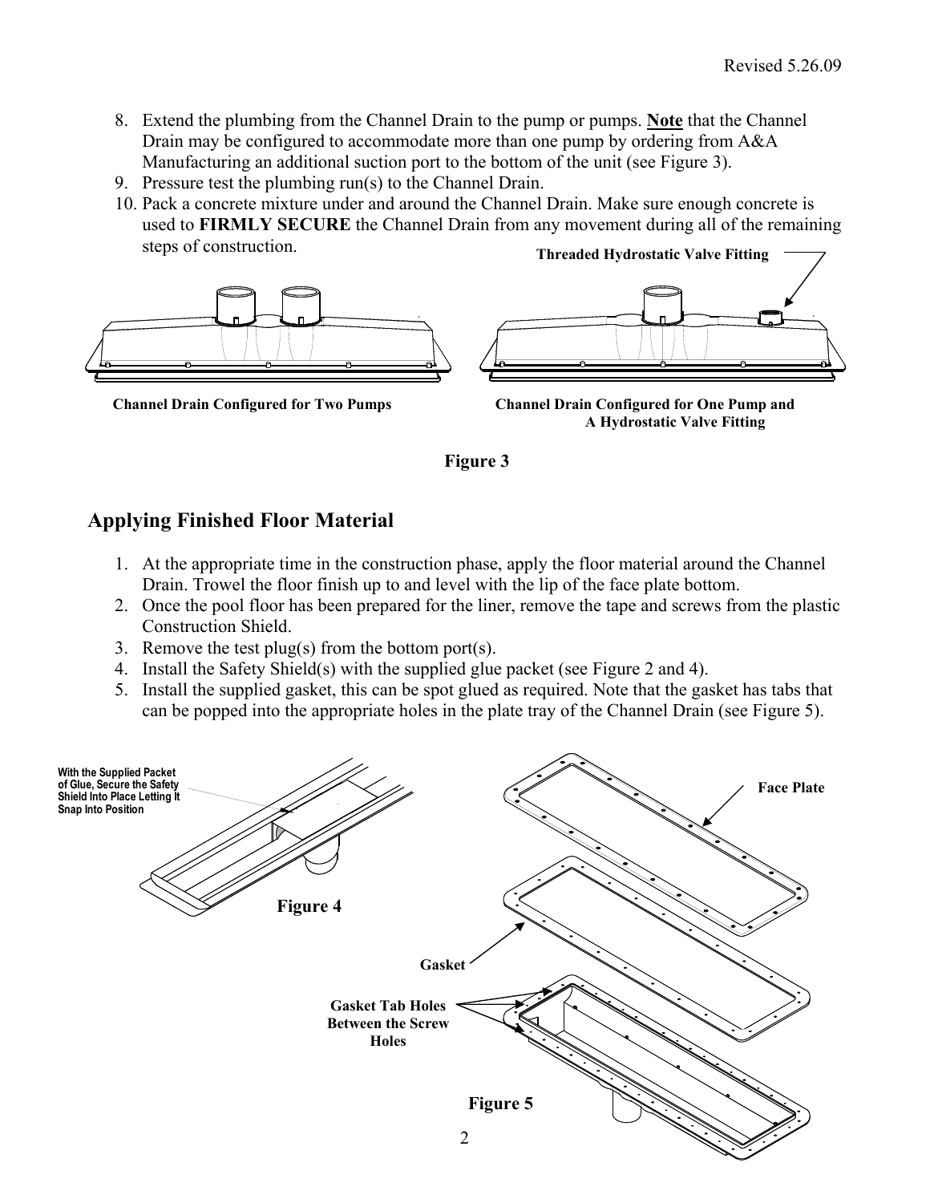8. Extend the plumbing from the Channel Drain to the pump or pumps. **Note** that the Channel Drain may be configured to accommodate more than one pump by ordering from A&A Manufacturing an additional suction port to the bottom of the unit (see Figure 3).
9. Pressure test the plumbing run(s) to the Channel Drain.
10. Pack a concrete mixture under and around the Channel Drain. Make sure enough concrete is used to **FIRMLY SECURE** the Channel Drain from any movement during all of the remaining steps of construction.

**Threaded Hydrostatic Valve Fitting**

**Channel Drain Configured for Two Pumps**

**Channel Drain Configured for One Pump and A Hydrostatic Valve Fitting**

**Figure 3**

## Applying Finished Floor Material

1. At the appropriate time in the construction phase, apply the floor material around the Channel Drain. Trowel the floor finish up to and level with the lip of the face plate bottom.
2. Once the pool floor has been prepared for the liner, remove the tape and screws from the plastic Construction Shield.
3. Remove the test plug(s) from the bottom port(s).
4. Install the Safety Shield(s) with the supplied glue packet (see Figure 2 and 4).
5. Install the supplied gasket, this can be spot glued as required. Note that the gasket has tabs that can be popped into the appropriate holes in the plate tray of the Channel Drain (see Figure 5).

**With the Supplied Packet of Glue, Secure the Safety Shield Into Place Letting It Snap Into Position**

**Figure 4**

**Face Plate**

**Gasket**

**Gasket Tab Holes Between the Screw Holes**

**Figure 5**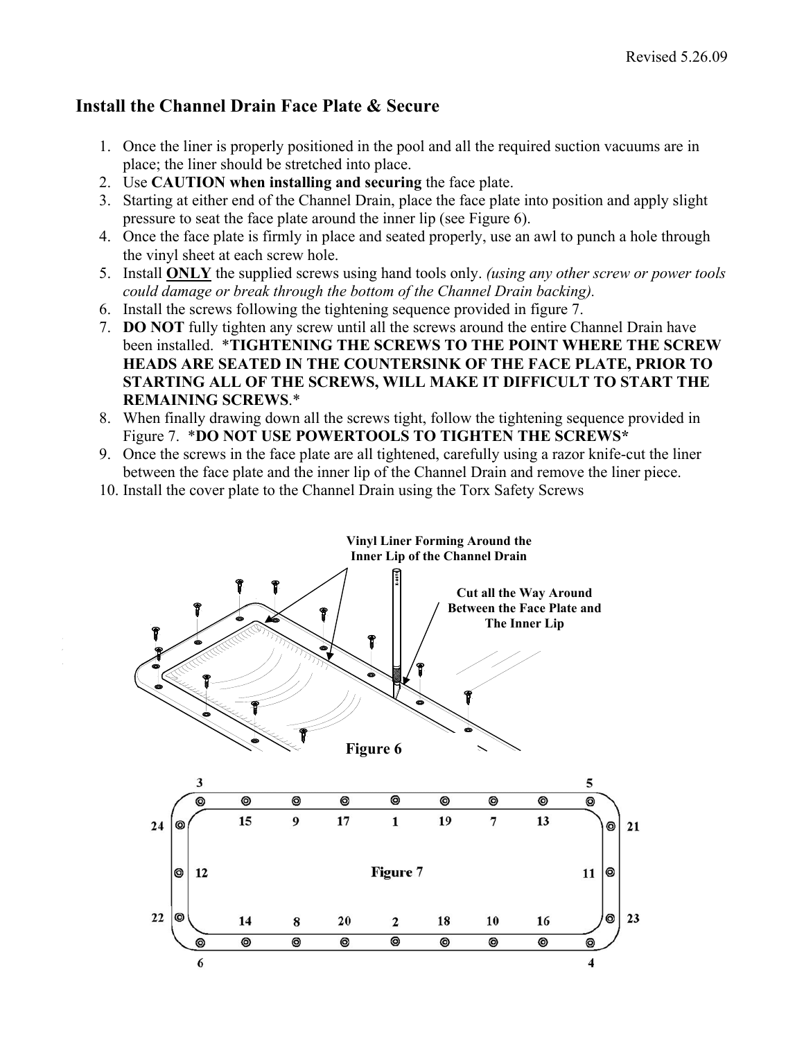## Install the Channel Drain Face Plate & Secure

1. Once the liner is properly positioned in the pool and all the required suction vacuums are in place; the liner should be stretched into place.
2. Use **CAUTION when installing and securing** the face plate.
3. Starting at either end of the Channel Drain, place the face plate into position and apply slight pressure to seat the face plate around the inner lip (see Figure 6).
4. Once the face plate is firmly in place and seated properly, use an awl to punch a hole through the vinyl sheet at each screw hole.
5. Install **ONLY** the supplied screws using hand tools only. *(using any other screw or power tools could damage or break through the bottom of the Channel Drain backing).*
6. Install the screws following the tightening sequence provided in figure 7.
7. **DO NOT** fully tighten any screw until all the screws around the entire Channel Drain have been installed. ***TIGHTENING THE SCREWS TO THE POINT WHERE THE SCREW HEADS ARE SEATED IN THE COUNTERSINK OF THE FACE PLATE, PRIOR TO STARTING ALL OF THE SCREWS, WILL MAKE IT DIFFICULT TO START THE REMAINING SCREWS**.*
8. When finally drawing down all the screws tight, follow the tightening sequence provided in Figure 7. ***DO NOT USE POWERTOOLS TO TIGHTEN THE SCREWS***
9. Once the screws in the face plate are all tightened, carefully using a razor knife-cut the liner between the face plate and the inner lip of the Channel Drain and remove the liner piece.
10. Install the cover plate to the Channel Drain using the Torx Safety Screws

**Vinyl Liner Forming Around the Inner Lip of the Channel Drain**

**Cut all the Way Around Between the Face Plate and The Inner Lip**

**Figure 6**

**Figure 7**

3, 15, 9, 17, 1, 19, 7, 13, 5

24, 21

12, 11

22, 23

14, 8, 20, 2, 18, 10, 16

6, 4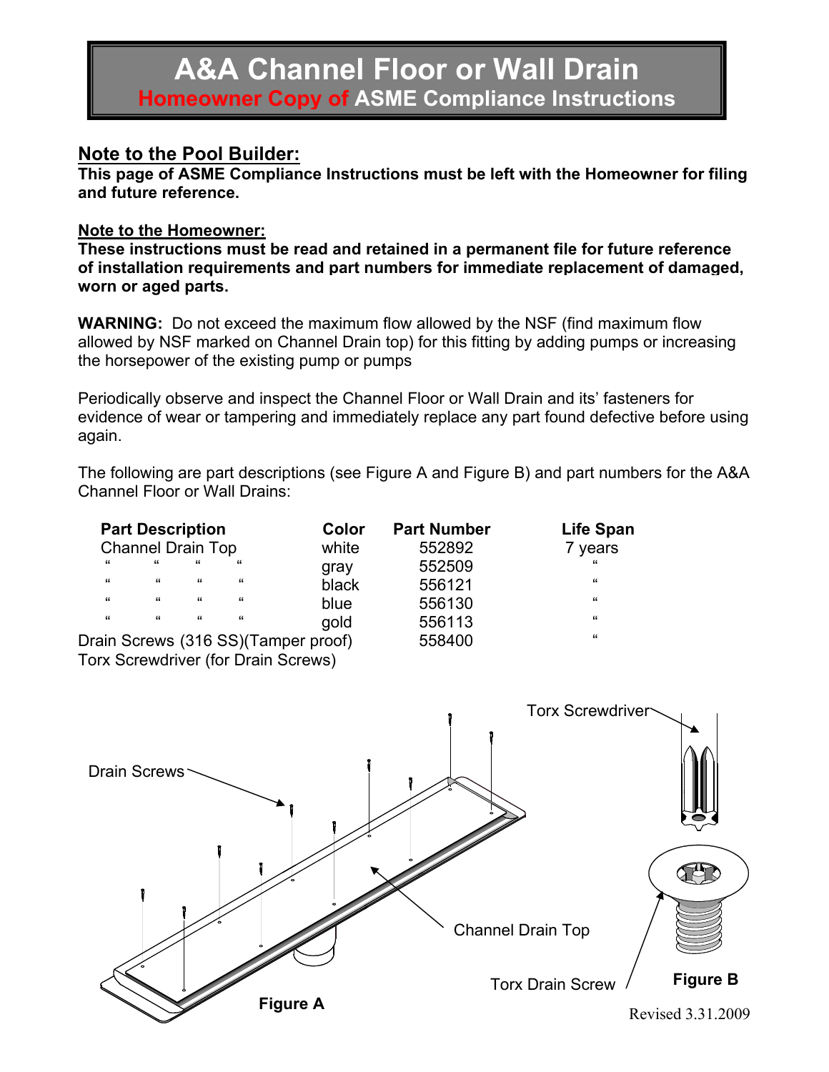# A&A Channel Floor or Wall Drain

## Homeowner Copy of ASME Compliance Instructions

## Note to the Pool Builder:

**This page of ASME Compliance Instructions must be left with the Homeowner for filing and future reference.**

### Note to the Homeowner:

**These instructions must be read and retained in a permanent file for future reference of installation requirements and part numbers for immediate replacement of damaged, worn or aged parts.**

**WARNING:** Do not exceed the maximum flow allowed by the NSF (find maximum flow allowed by NSF marked on Channel Drain top) for this fitting by adding pumps or increasing the horsepower of the existing pump or pumps

Periodically observe and inspect the Channel Floor or Wall Drain and its' fasteners for evidence of wear or tampering and immediately replace any part found defective before using again.

The following are part descriptions (see Figure A and Figure B) and part numbers for the A&A Channel Floor or Wall Drains:

| Part Description | Color | Part Number | Life Span |
|---|---|---|---|
| Channel Drain Top | white | 552892 | 7 years |
| " " " " | gray | 552509 | " |
| " " " " | black | 556121 | " |
| " " " " | blue | 556130 | " |
| " " " " | gold | 556113 | " |
| Drain Screws (316 SS)(Tamper proof) | | 558400 | " |
| Torx Screwdriver (for Drain Screws) | | | |

Drain Screws

Channel Drain Top

Figure A

Torx Screwdriver

Torx Drain Screw

Figure B

Revised 3.31.2009